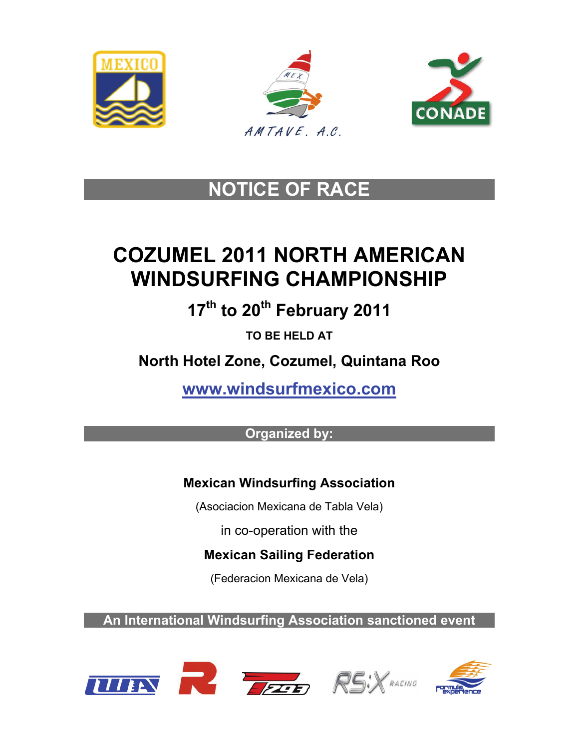# NOTICE OF RACE

# COZUMEL 2011 NORTH AMERICAN WINDSURFING CHAMPIONSHIP

## 17th to 20th February 2011

**TO BE HELD AT**

**North Hotel Zone, Cozumel, Quintana Roo**

**www.windsurfmexico.com**

## Organized by:

**Mexican Windsurfing Association**

(Asociacion Mexicana de Tabla Vela)

in co-operation with the

**Mexican Sailing Federation**

(Federacion Mexicana de Vela)

**An International Windsurfing Association sanctioned event**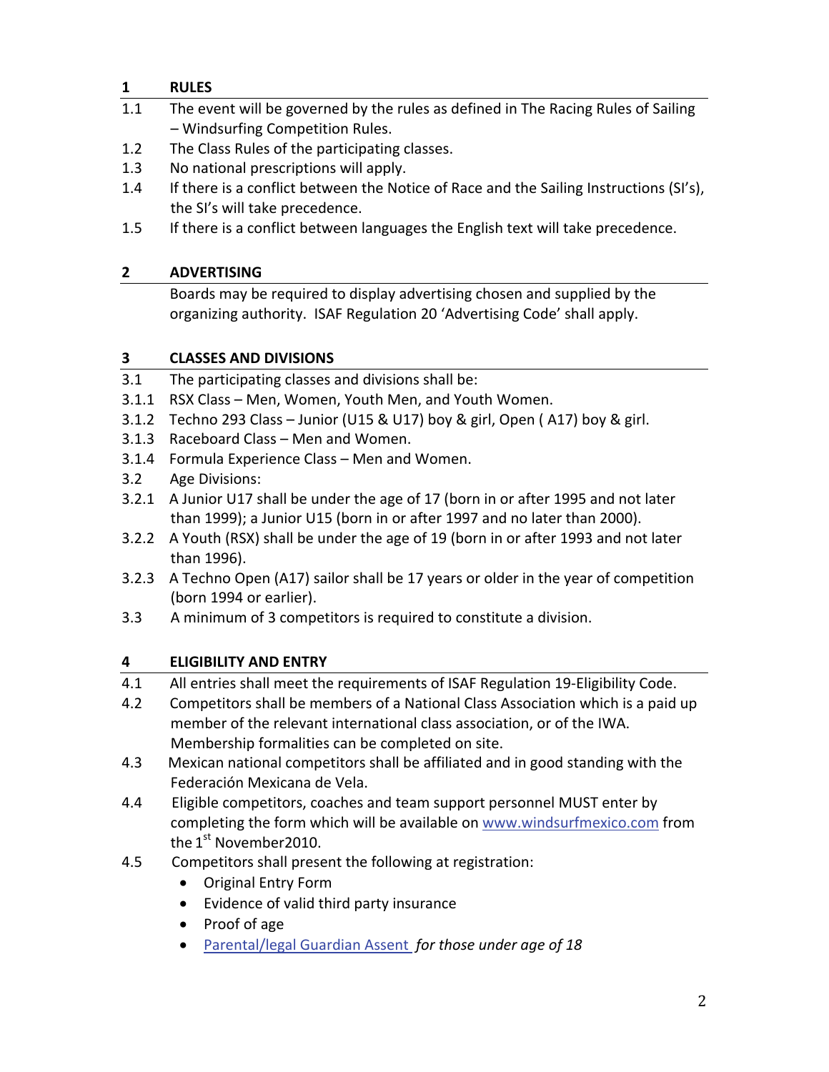## 1 RULES

1.1 The event will be governed by the rules as defined in The Racing Rules of Sailing – Windsurfing Competition Rules.

1.2 The Class Rules of the participating classes.

1.3 No national prescriptions will apply.

1.4 If there is a conflict between the Notice of Race and the Sailing Instructions (SI's), the SI's will take precedence.

1.5 If there is a conflict between languages the English text will take precedence.

## 2 ADVERTISING

Boards may be required to display advertising chosen and supplied by the organizing authority. ISAF Regulation 20 'Advertising Code' shall apply.

## 3 CLASSES AND DIVISIONS

3.1 The participating classes and divisions shall be:

3.1.1 RSX Class – Men, Women, Youth Men, and Youth Women.

3.1.2 Techno 293 Class – Junior (U15 & U17) boy & girl, Open ( A17) boy & girl.

3.1.3 Raceboard Class – Men and Women.

3.1.4 Formula Experience Class – Men and Women.

3.2 Age Divisions:

3.2.1 A Junior U17 shall be under the age of 17 (born in or after 1995 and not later than 1999); a Junior U15 (born in or after 1997 and no later than 2000).

3.2.2 A Youth (RSX) shall be under the age of 19 (born in or after 1993 and not later than 1996).

3.2.3 A Techno Open (A17) sailor shall be 17 years or older in the year of competition (born 1994 or earlier).

3.3 A minimum of 3 competitors is required to constitute a division.

## 4 ELIGIBILITY AND ENTRY

4.1 All entries shall meet the requirements of ISAF Regulation 19-Eligibility Code.

4.2 Competitors shall be members of a National Class Association which is a paid up member of the relevant international class association, or of the IWA. Membership formalities can be completed on site.

4.3 Mexican national competitors shall be affiliated and in good standing with the Federación Mexicana de Vela.

4.4 Eligible competitors, coaches and team support personnel MUST enter by completing the form which will be available on www.windsurfmexico.com from the 1st November2010.

4.5 Competitors shall present the following at registration:

- Original Entry Form
- Evidence of valid third party insurance
- Proof of age
- Parental/legal Guardian Assent *for those under age of 18*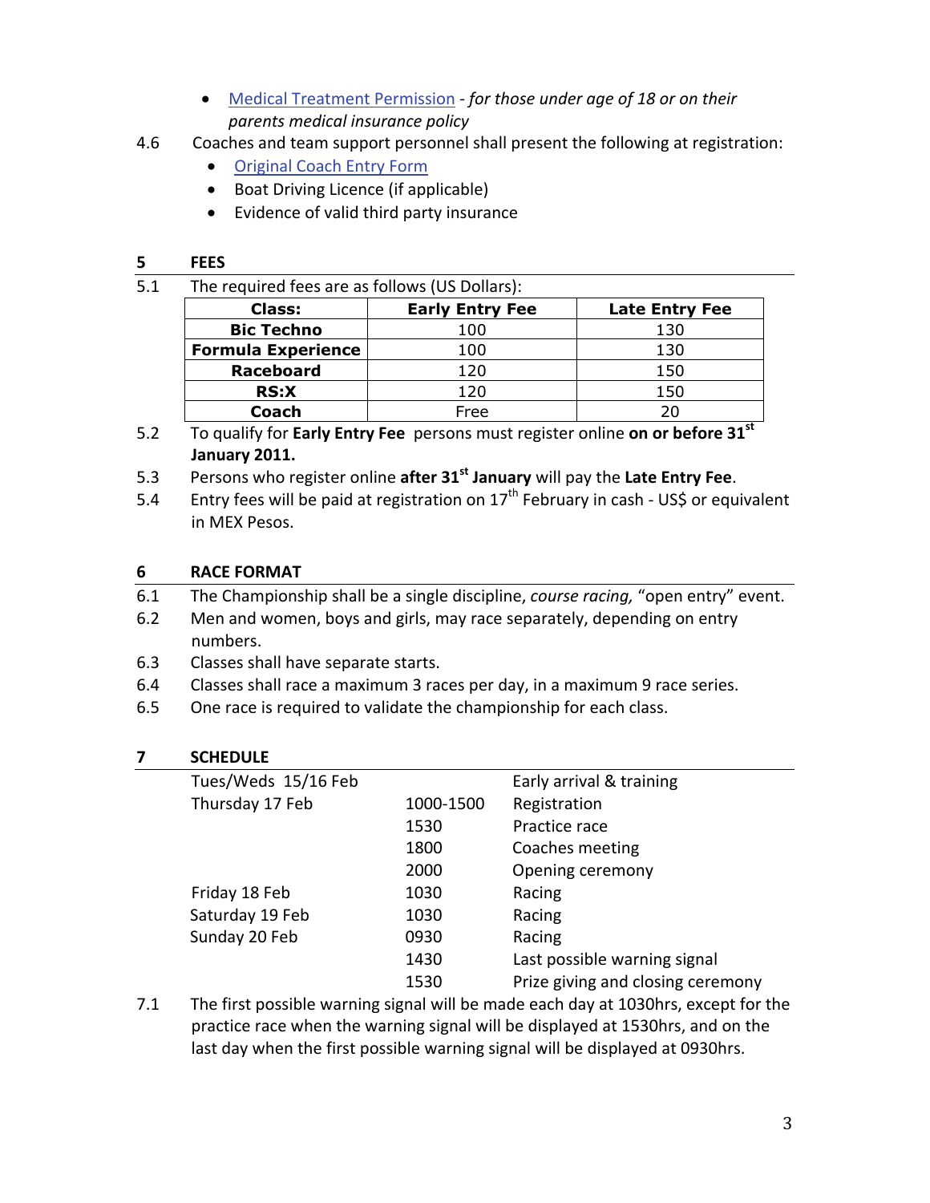- Medical Treatment Permission - *for those under age of 18 or on their parents medical insurance policy*

4.6 Coaches and team support personnel shall present the following at registration:

- Original Coach Entry Form
- Boat Driving Licence (if applicable)
- Evidence of valid third party insurance

## 5 FEES

5.1 The required fees are as follows (US Dollars):

| Class: | Early Entry Fee | Late Entry Fee |
|---|---|---|
| **Bic Techno** | 100 | 130 |
| **Formula Experience** | 100 | 130 |
| **Raceboard** | 120 | 150 |
| **RS:X** | 120 | 150 |
| **Coach** | Free | 20 |

5.2 To qualify for **Early Entry Fee** persons must register online **on or before 31st January 2011.**

5.3 Persons who register online **after 31st January** will pay the **Late Entry Fee**.

5.4 Entry fees will be paid at registration on 17th February in cash - US$ or equivalent in MEX Pesos.

## 6 RACE FORMAT

6.1 The Championship shall be a single discipline, *course racing,* "open entry" event.

6.2 Men and women, boys and girls, may race separately, depending on entry numbers.

6.3 Classes shall have separate starts.

6.4 Classes shall race a maximum 3 races per day, in a maximum 9 race series.

6.5 One race is required to validate the championship for each class.

## 7 SCHEDULE

| | | |
|---|---|---|
| Tues/Weds 15/16 Feb | | Early arrival & training |
| Thursday 17 Feb | 1000-1500 | Registration |
| | 1530 | Practice race |
| | 1800 | Coaches meeting |
| | 2000 | Opening ceremony |
| Friday 18 Feb | 1030 | Racing |
| Saturday 19 Feb | 1030 | Racing |
| Sunday 20 Feb | 0930 | Racing |
| | 1430 | Last possible warning signal |
| | 1530 | Prize giving and closing ceremony |

7.1 The first possible warning signal will be made each day at 1030hrs, except for the practice race when the warning signal will be displayed at 1530hrs, and on the last day when the first possible warning signal will be displayed at 0930hrs.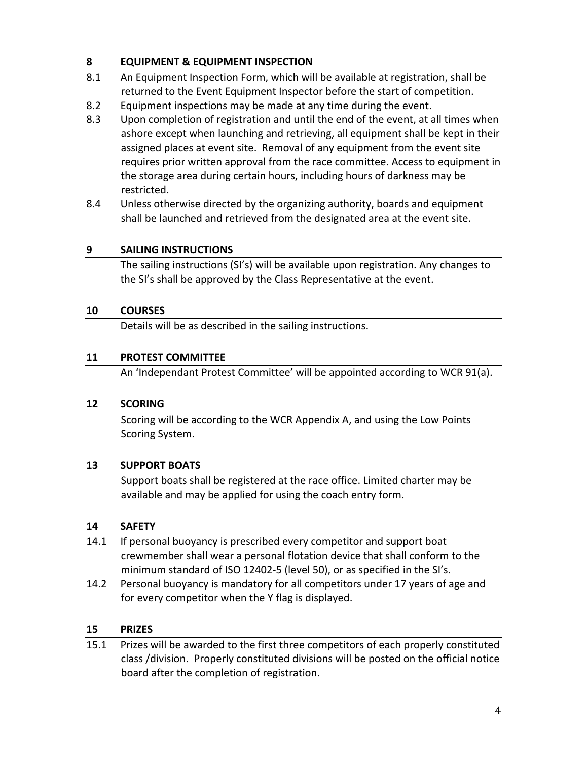## 8 EQUIPMENT & EQUIPMENT INSPECTION

8.1 An Equipment Inspection Form, which will be available at registration, shall be returned to the Event Equipment Inspector before the start of competition.

8.2 Equipment inspections may be made at any time during the event.

8.3 Upon completion of registration and until the end of the event, at all times when ashore except when launching and retrieving, all equipment shall be kept in their assigned places at event site. Removal of any equipment from the event site requires prior written approval from the race committee. Access to equipment in the storage area during certain hours, including hours of darkness may be restricted.

8.4 Unless otherwise directed by the organizing authority, boards and equipment shall be launched and retrieved from the designated area at the event site.

## 9 SAILING INSTRUCTIONS

The sailing instructions (SI's) will be available upon registration. Any changes to the SI's shall be approved by the Class Representative at the event.

## 10 COURSES

Details will be as described in the sailing instructions.

## 11 PROTEST COMMITTEE

An 'Independant Protest Committee' will be appointed according to WCR 91(a).

## 12 SCORING

Scoring will be according to the WCR Appendix A, and using the Low Points Scoring System.

## 13 SUPPORT BOATS

Support boats shall be registered at the race office. Limited charter may be available and may be applied for using the coach entry form.

## 14 SAFETY

14.1 If personal buoyancy is prescribed every competitor and support boat crewmember shall wear a personal flotation device that shall conform to the minimum standard of ISO 12402-5 (level 50), or as specified in the SI's.

14.2 Personal buoyancy is mandatory for all competitors under 17 years of age and for every competitor when the Y flag is displayed.

## 15 PRIZES

15.1 Prizes will be awarded to the first three competitors of each properly constituted class /division. Properly constituted divisions will be posted on the official notice board after the completion of registration.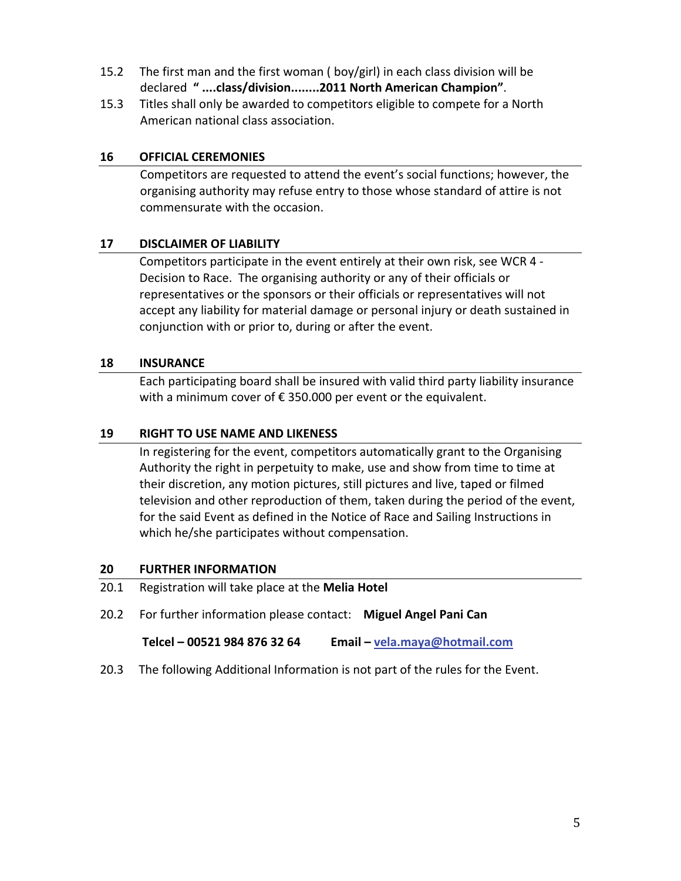15.2 The first man and the first woman ( boy/girl) in each class division will be declared **" ....class/division........2011 North American Champion"**.

15.3 Titles shall only be awarded to competitors eligible to compete for a North American national class association.

## 16 OFFICIAL CEREMONIES

Competitors are requested to attend the event's social functions; however, the organising authority may refuse entry to those whose standard of attire is not commensurate with the occasion.

## 17 DISCLAIMER OF LIABILITY

Competitors participate in the event entirely at their own risk, see WCR 4 - Decision to Race. The organising authority or any of their officials or representatives or the sponsors or their officials or representatives will not accept any liability for material damage or personal injury or death sustained in conjunction with or prior to, during or after the event.

## 18 INSURANCE

Each participating board shall be insured with valid third party liability insurance with a minimum cover of € 350.000 per event or the equivalent.

## 19 RIGHT TO USE NAME AND LIKENESS

In registering for the event, competitors automatically grant to the Organising Authority the right in perpetuity to make, use and show from time to time at their discretion, any motion pictures, still pictures and live, taped or filmed television and other reproduction of them, taken during the period of the event, for the said Event as defined in the Notice of Race and Sailing Instructions in which he/she participates without compensation.

## 20 FURTHER INFORMATION

20.1 Registration will take place at the **Melia Hotel**

20.2 For further information please contact: **Miguel Angel Pani Can**

**Telcel – 00521 984 876 32 64** **Email – vela.maya@hotmail.com**

20.3 The following Additional Information is not part of the rules for the Event.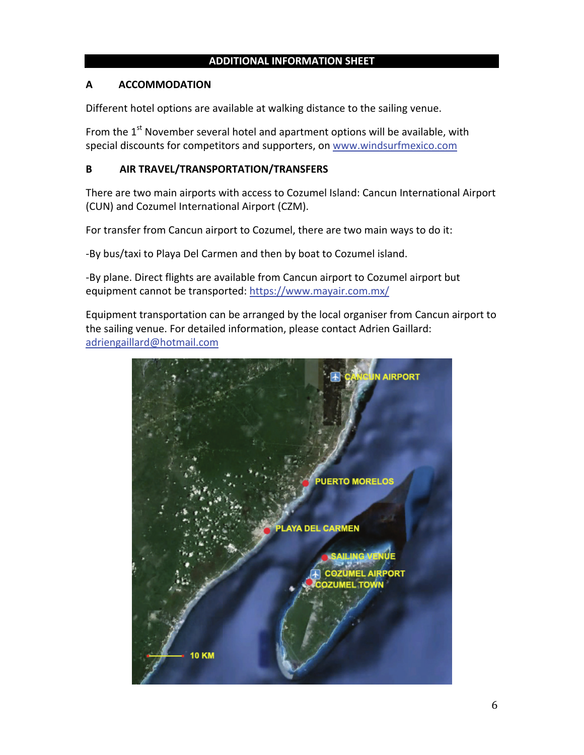## ADDITIONAL INFORMATION SHEET

### A ACCOMMODATION

Different hotel options are available at walking distance to the sailing venue.

From the 1st November several hotel and apartment options will be available, with special discounts for competitors and supporters, on www.windsurfmexico.com

### B AIR TRAVEL/TRANSPORTATION/TRANSFERS

There are two main airports with access to Cozumel Island: Cancun International Airport (CUN) and Cozumel International Airport (CZM).

For transfer from Cancun airport to Cozumel, there are two main ways to do it:

-By bus/taxi to Playa Del Carmen and then by boat to Cozumel island.

-By plane. Direct flights are available from Cancun airport to Cozumel airport but equipment cannot be transported: https://www.mayair.com.mx/

Equipment transportation can be arranged by the local organiser from Cancun airport to the sailing venue. For detailed information, please contact Adrien Gaillard: adriengaillard@hotmail.com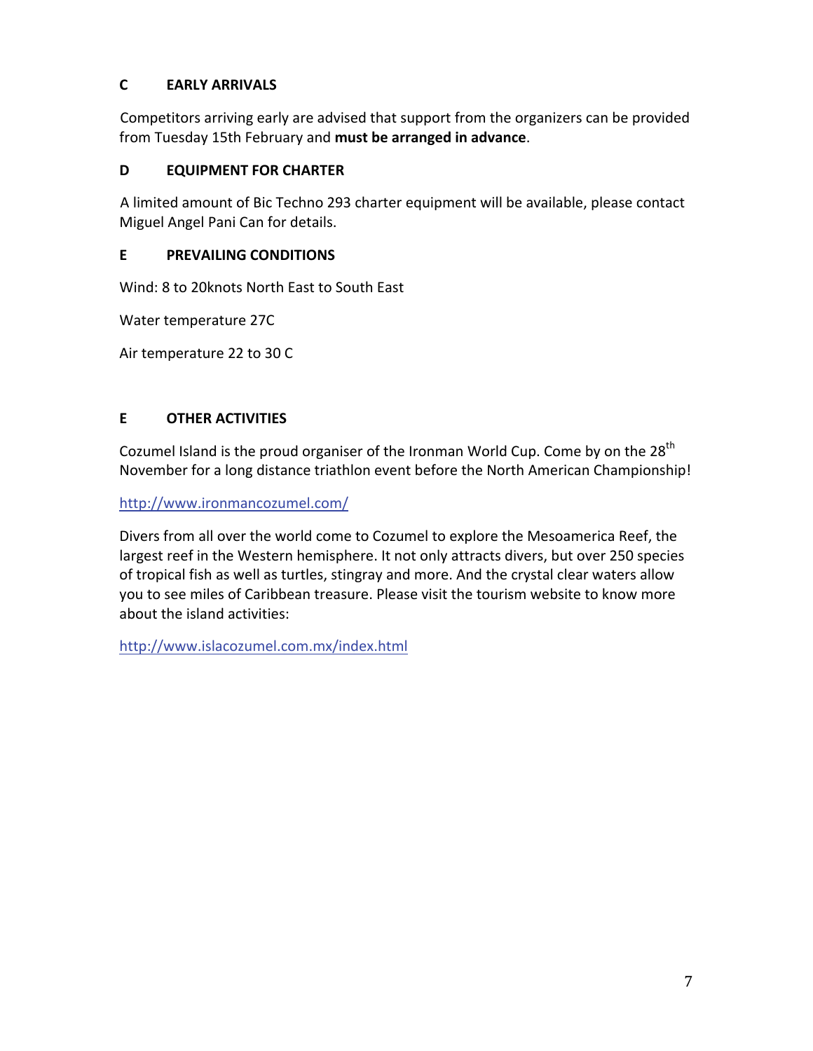## C EARLY ARRIVALS

Competitors arriving early are advised that support from the organizers can be provided from Tuesday 15th February and **must be arranged in advance**.

## D EQUIPMENT FOR CHARTER

A limited amount of Bic Techno 293 charter equipment will be available, please contact Miguel Angel Pani Can for details.

## E PREVAILING CONDITIONS

Wind: 8 to 20knots North East to South East

Water temperature 27C

Air temperature 22 to 30 C

## E OTHER ACTIVITIES

Cozumel Island is the proud organiser of the Ironman World Cup. Come by on the 28th November for a long distance triathlon event before the North American Championship!

http://www.ironmancozumel.com/

Divers from all over the world come to Cozumel to explore the Mesoamerica Reef, the largest reef in the Western hemisphere. It not only attracts divers, but over 250 species of tropical fish as well as turtles, stingray and more. And the crystal clear waters allow you to see miles of Caribbean treasure. Please visit the tourism website to know more about the island activities:

http://www.islacozumel.com.mx/index.html